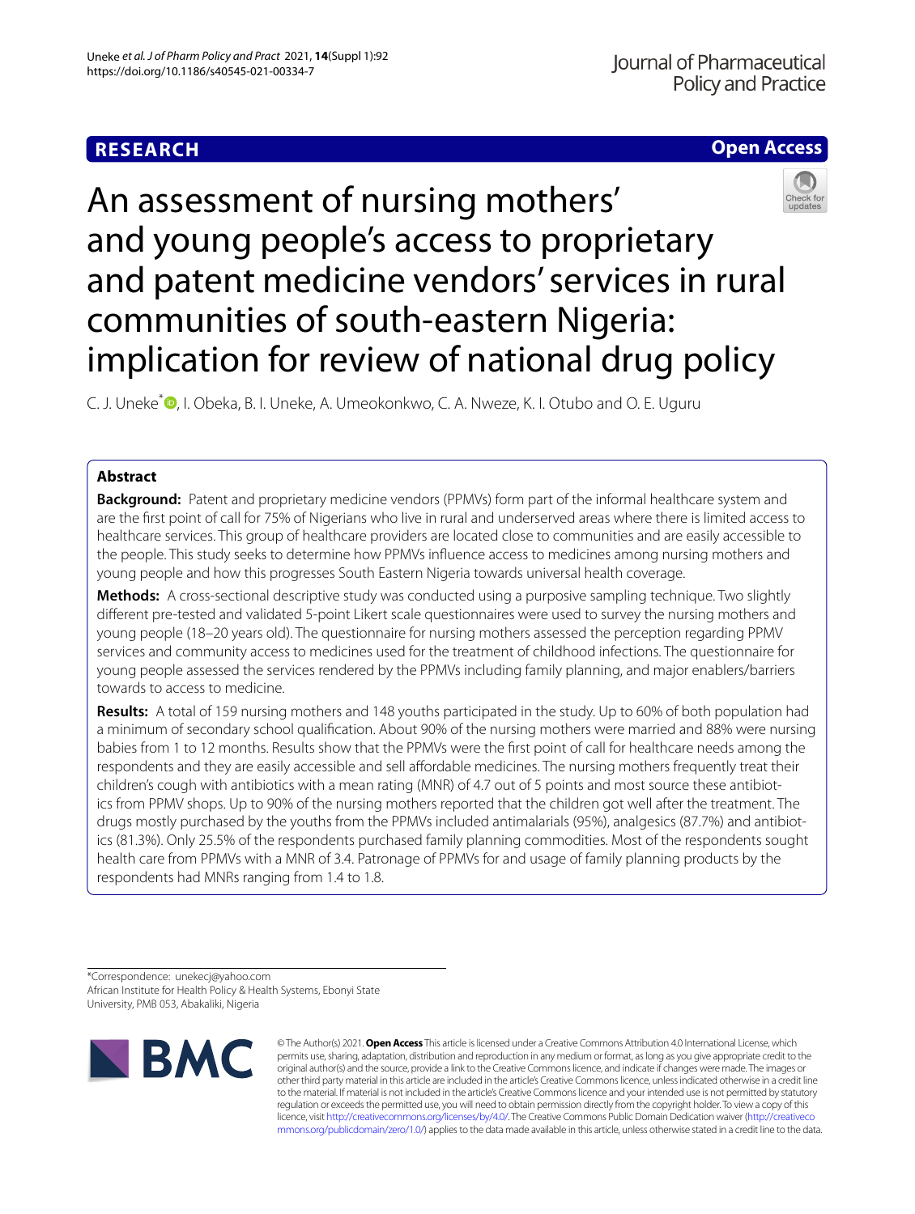RESEARCH

Open Access

# An assessment of nursing mothers' and young people's access to proprietary and patent medicine vendors' services in rural communities of south-eastern Nigeria: implication for review of national drug policy

C. J. Uneke*, I. Obeka, B. I. Uneke, A. Umeokonkwo, C. A. Nweze, K. I. Otubo and O. E. Uguru

## Abstract

**Background:** Patent and proprietary medicine vendors (PPMVs) form part of the informal healthcare system and are the first point of call for 75% of Nigerians who live in rural and underserved areas where there is limited access to healthcare services. This group of healthcare providers are located close to communities and are easily accessible to the people. This study seeks to determine how PPMVs influence access to medicines among nursing mothers and young people and how this progresses South Eastern Nigeria towards universal health coverage.

**Methods:** A cross-sectional descriptive study was conducted using a purposive sampling technique. Two slightly different pre-tested and validated 5-point Likert scale questionnaires were used to survey the nursing mothers and young people (18–20 years old). The questionnaire for nursing mothers assessed the perception regarding PPMV services and community access to medicines used for the treatment of childhood infections. The questionnaire for young people assessed the services rendered by the PPMVs including family planning, and major enablers/barriers towards to access to medicine.

**Results:** A total of 159 nursing mothers and 148 youths participated in the study. Up to 60% of both population had a minimum of secondary school qualification. About 90% of the nursing mothers were married and 88% were nursing babies from 1 to 12 months. Results show that the PPMVs were the first point of call for healthcare needs among the respondents and they are easily accessible and sell affordable medicines. The nursing mothers frequently treat their children's cough with antibiotics with a mean rating (MNR) of 4.7 out of 5 points and most source these antibiotics from PPMV shops. Up to 90% of the nursing mothers reported that the children got well after the treatment. The drugs mostly purchased by the youths from the PPMVs included antimalarials (95%), analgesics (87.7%) and antibiotics (81.3%). Only 25.5% of the respondents purchased family planning commodities. Most of the respondents sought health care from PPMVs with a MNR of 3.4. Patronage of PPMVs for and usage of family planning products by the respondents had MNRs ranging from 1.4 to 1.8.

*Correspondence: unekecj@yahoo.com
African Institute for Health Policy & Health Systems, Ebonyi State University, PMB 053, Abakaliki, Nigeria

© The Author(s) 2021. **Open Access** This article is licensed under a Creative Commons Attribution 4.0 International License, which permits use, sharing, adaptation, distribution and reproduction in any medium or format, as long as you give appropriate credit to the original author(s) and the source, provide a link to the Creative Commons licence, and indicate if changes were made. The images or other third party material in this article are included in the article's Creative Commons licence, unless indicated otherwise in a credit line to the material. If material is not included in the article's Creative Commons licence and your intended use is not permitted by statutory regulation or exceeds the permitted use, you will need to obtain permission directly from the copyright holder. To view a copy of this licence, visit http://creativecommons.org/licenses/by/4.0/. The Creative Commons Public Domain Dedication waiver (http://creativecommons.org/publicdomain/zero/1.0/) applies to the data made available in this article, unless otherwise stated in a credit line to the data.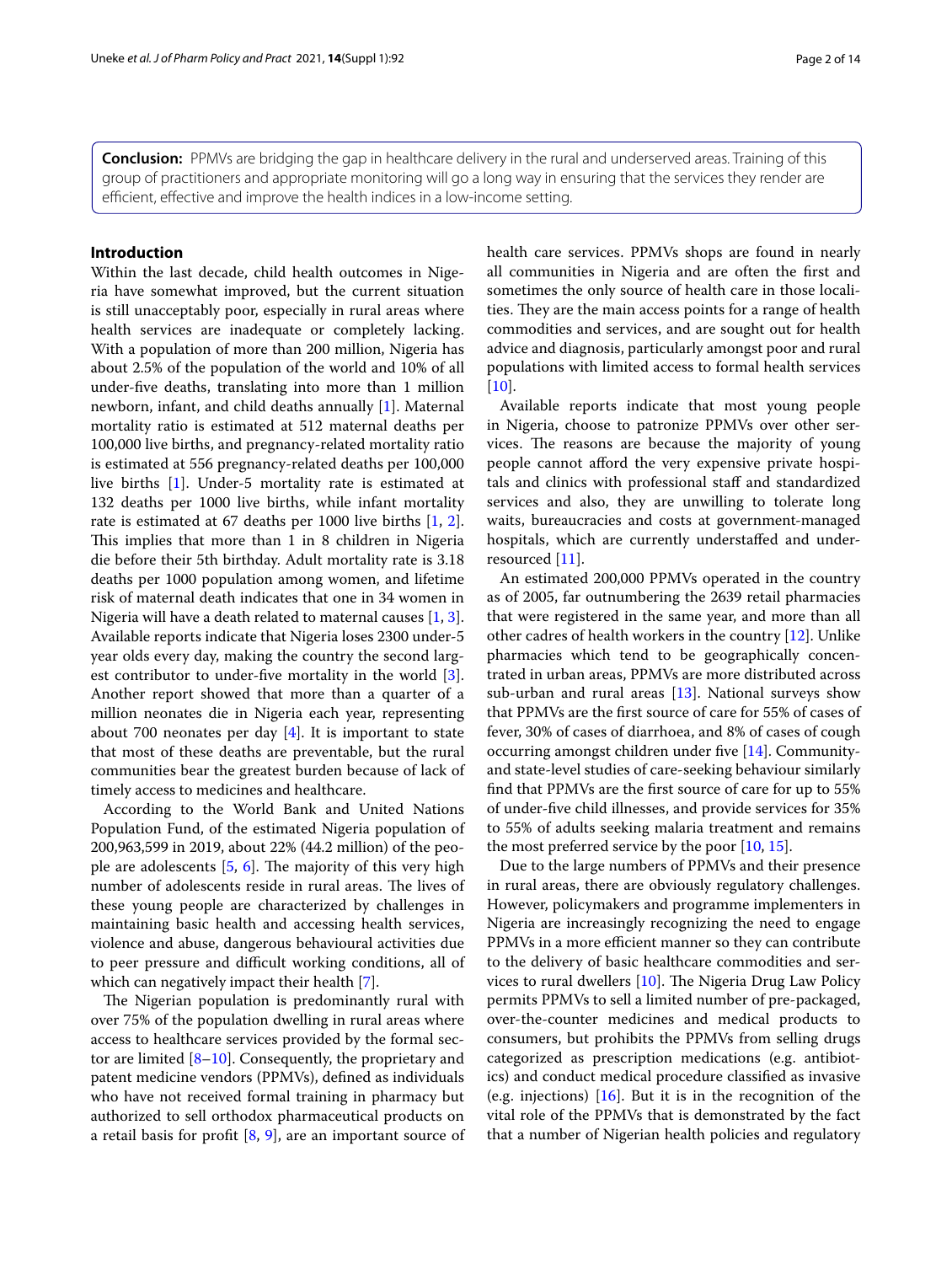**Conclusion:** PPMVs are bridging the gap in healthcare delivery in the rural and underserved areas. Training of this group of practitioners and appropriate monitoring will go a long way in ensuring that the services they render are efficient, effective and improve the health indices in a low-income setting.

## Introduction

Within the last decade, child health outcomes in Nigeria have somewhat improved, but the current situation is still unacceptably poor, especially in rural areas where health services are inadequate or completely lacking. With a population of more than 200 million, Nigeria has about 2.5% of the population of the world and 10% of all under-five deaths, translating into more than 1 million newborn, infant, and child deaths annually [1]. Maternal mortality ratio is estimated at 512 maternal deaths per 100,000 live births, and pregnancy-related mortality ratio is estimated at 556 pregnancy-related deaths per 100,000 live births [1]. Under-5 mortality rate is estimated at 132 deaths per 1000 live births, while infant mortality rate is estimated at 67 deaths per 1000 live births [1, 2]. This implies that more than 1 in 8 children in Nigeria die before their 5th birthday. Adult mortality rate is 3.18 deaths per 1000 population among women, and lifetime risk of maternal death indicates that one in 34 women in Nigeria will have a death related to maternal causes [1, 3]. Available reports indicate that Nigeria loses 2300 under-5 year olds every day, making the country the second largest contributor to under-five mortality in the world [3]. Another report showed that more than a quarter of a million neonates die in Nigeria each year, representing about 700 neonates per day [4]. It is important to state that most of these deaths are preventable, but the rural communities bear the greatest burden because of lack of timely access to medicines and healthcare.

According to the World Bank and United Nations Population Fund, of the estimated Nigeria population of 200,963,599 in 2019, about 22% (44.2 million) of the people are adolescents [5, 6]. The majority of this very high number of adolescents reside in rural areas. The lives of these young people are characterized by challenges in maintaining basic health and accessing health services, violence and abuse, dangerous behavioural activities due to peer pressure and difficult working conditions, all of which can negatively impact their health [7].

The Nigerian population is predominantly rural with over 75% of the population dwelling in rural areas where access to healthcare services provided by the formal sector are limited [8–10]. Consequently, the proprietary and patent medicine vendors (PPMVs), defined as individuals who have not received formal training in pharmacy but authorized to sell orthodox pharmaceutical products on a retail basis for profit [8, 9], are an important source of health care services. PPMVs shops are found in nearly all communities in Nigeria and are often the first and sometimes the only source of health care in those localities. They are the main access points for a range of health commodities and services, and are sought out for health advice and diagnosis, particularly amongst poor and rural populations with limited access to formal health services [10].

Available reports indicate that most young people in Nigeria, choose to patronize PPMVs over other services. The reasons are because the majority of young people cannot afford the very expensive private hospitals and clinics with professional staff and standardized services and also, they are unwilling to tolerate long waits, bureaucracies and costs at government-managed hospitals, which are currently understaffed and under-resourced [11].

An estimated 200,000 PPMVs operated in the country as of 2005, far outnumbering the 2639 retail pharmacies that were registered in the same year, and more than all other cadres of health workers in the country [12]. Unlike pharmacies which tend to be geographically concentrated in urban areas, PPMVs are more distributed across sub-urban and rural areas [13]. National surveys show that PPMVs are the first source of care for 55% of cases of fever, 30% of cases of diarrhoea, and 8% of cases of cough occurring amongst children under five [14]. Community- and state-level studies of care-seeking behaviour similarly find that PPMVs are the first source of care for up to 55% of under-five child illnesses, and provide services for 35% to 55% of adults seeking malaria treatment and remains the most preferred service by the poor [10, 15].

Due to the large numbers of PPMVs and their presence in rural areas, there are obviously regulatory challenges. However, policymakers and programme implementers in Nigeria are increasingly recognizing the need to engage PPMVs in a more efficient manner so they can contribute to the delivery of basic healthcare commodities and services to rural dwellers [10]. The Nigeria Drug Law Policy permits PPMVs to sell a limited number of pre-packaged, over-the-counter medicines and medical products to consumers, but prohibits the PPMVs from selling drugs categorized as prescription medications (e.g. antibiotics) and conduct medical procedure classified as invasive (e.g. injections) [16]. But it is in the recognition of the vital role of the PPMVs that is demonstrated by the fact that a number of Nigerian health policies and regulatory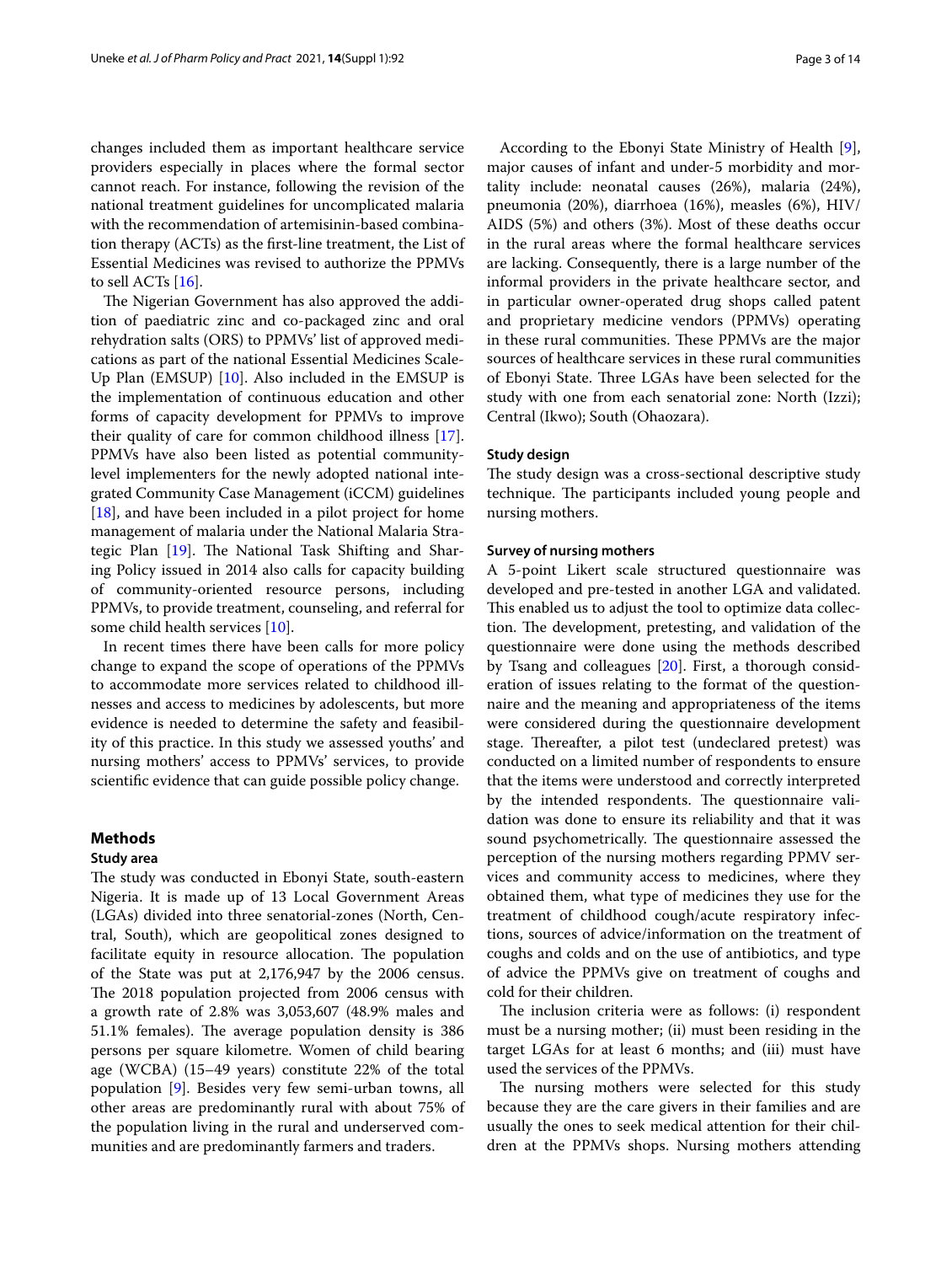changes included them as important healthcare service providers especially in places where the formal sector cannot reach. For instance, following the revision of the national treatment guidelines for uncomplicated malaria with the recommendation of artemisinin-based combination therapy (ACTs) as the first-line treatment, the List of Essential Medicines was revised to authorize the PPMVs to sell ACTs [16].

The Nigerian Government has also approved the addition of paediatric zinc and co-packaged zinc and oral rehydration salts (ORS) to PPMVs' list of approved medications as part of the national Essential Medicines Scale-Up Plan (EMSUP) [10]. Also included in the EMSUP is the implementation of continuous education and other forms of capacity development for PPMVs to improve their quality of care for common childhood illness [17]. PPMVs have also been listed as potential community-level implementers for the newly adopted national integrated Community Case Management (iCCM) guidelines [18], and have been included in a pilot project for home management of malaria under the National Malaria Strategic Plan [19]. The National Task Shifting and Sharing Policy issued in 2014 also calls for capacity building of community-oriented resource persons, including PPMVs, to provide treatment, counseling, and referral for some child health services [10].

In recent times there have been calls for more policy change to expand the scope of operations of the PPMVs to accommodate more services related to childhood illnesses and access to medicines by adolescents, but more evidence is needed to determine the safety and feasibility of this practice. In this study we assessed youths' and nursing mothers' access to PPMVs' services, to provide scientific evidence that can guide possible policy change.

## Methods

### Study area

The study was conducted in Ebonyi State, south-eastern Nigeria. It is made up of 13 Local Government Areas (LGAs) divided into three senatorial-zones (North, Central, South), which are geopolitical zones designed to facilitate equity in resource allocation. The population of the State was put at 2,176,947 by the 2006 census. The 2018 population projected from 2006 census with a growth rate of 2.8% was 3,053,607 (48.9% males and 51.1% females). The average population density is 386 persons per square kilometre. Women of child bearing age (WCBA) (15–49 years) constitute 22% of the total population [9]. Besides very few semi-urban towns, all other areas are predominantly rural with about 75% of the population living in the rural and underserved communities and are predominantly farmers and traders.

According to the Ebonyi State Ministry of Health [9], major causes of infant and under-5 morbidity and mortality include: neonatal causes (26%), malaria (24%), pneumonia (20%), diarrhoea (16%), measles (6%), HIV/AIDS (5%) and others (3%). Most of these deaths occur in the rural areas where the formal healthcare services are lacking. Consequently, there is a large number of the informal providers in the private healthcare sector, and in particular owner-operated drug shops called patent and proprietary medicine vendors (PPMVs) operating in these rural communities. These PPMVs are the major sources of healthcare services in these rural communities of Ebonyi State. Three LGAs have been selected for the study with one from each senatorial zone: North (Izzi); Central (Ikwo); South (Ohaozara).

### Study design

The study design was a cross-sectional descriptive study technique. The participants included young people and nursing mothers.

#### Survey of nursing mothers

A 5-point Likert scale structured questionnaire was developed and pre-tested in another LGA and validated. This enabled us to adjust the tool to optimize data collection. The development, pretesting, and validation of the questionnaire were done using the methods described by Tsang and colleagues [20]. First, a thorough consideration of issues relating to the format of the questionnaire and the meaning and appropriateness of the items were considered during the questionnaire development stage. Thereafter, a pilot test (undeclared pretest) was conducted on a limited number of respondents to ensure that the items were understood and correctly interpreted by the intended respondents. The questionnaire validation was done to ensure its reliability and that it was sound psychometrically. The questionnaire assessed the perception of the nursing mothers regarding PPMV services and community access to medicines, where they obtained them, what type of medicines they use for the treatment of childhood cough/acute respiratory infections, sources of advice/information on the treatment of coughs and colds and on the use of antibiotics, and type of advice the PPMVs give on treatment of coughs and cold for their children.

The inclusion criteria were as follows: (i) respondent must be a nursing mother; (ii) must been residing in the target LGAs for at least 6 months; and (iii) must have used the services of the PPMVs.

The nursing mothers were selected for this study because they are the care givers in their families and are usually the ones to seek medical attention for their children at the PPMVs shops. Nursing mothers attending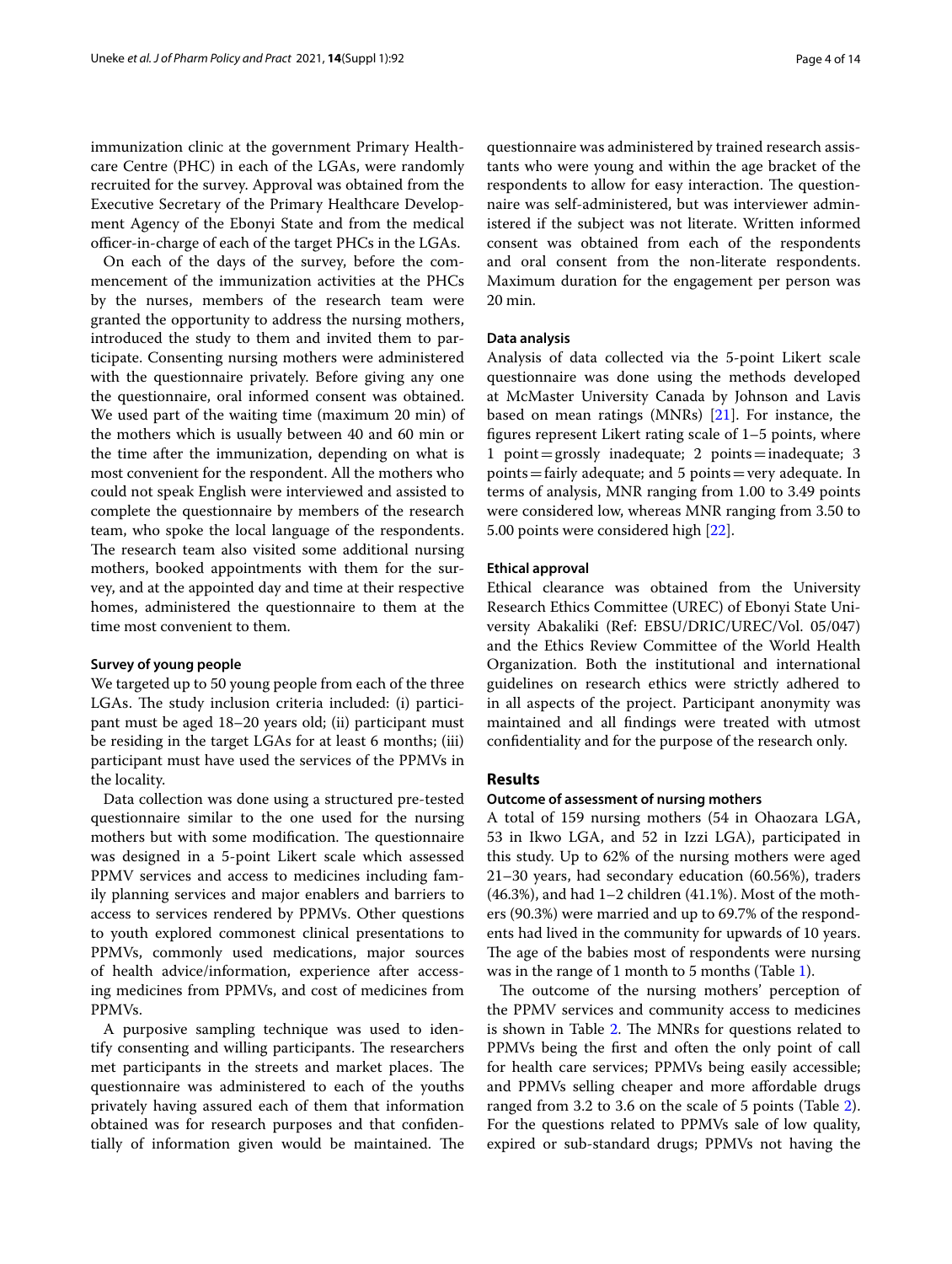immunization clinic at the government Primary Healthcare Centre (PHC) in each of the LGAs, were randomly recruited for the survey. Approval was obtained from the Executive Secretary of the Primary Healthcare Development Agency of the Ebonyi State and from the medical officer-in-charge of each of the target PHCs in the LGAs.

On each of the days of the survey, before the commencement of the immunization activities at the PHCs by the nurses, members of the research team were granted the opportunity to address the nursing mothers, introduced the study to them and invited them to participate. Consenting nursing mothers were administered with the questionnaire privately. Before giving any one the questionnaire, oral informed consent was obtained. We used part of the waiting time (maximum 20 min) of the mothers which is usually between 40 and 60 min or the time after the immunization, depending on what is most convenient for the respondent. All the mothers who could not speak English were interviewed and assisted to complete the questionnaire by members of the research team, who spoke the local language of the respondents. The research team also visited some additional nursing mothers, booked appointments with them for the survey, and at the appointed day and time at their respective homes, administered the questionnaire to them at the time most convenient to them.

#### Survey of young people

We targeted up to 50 young people from each of the three LGAs. The study inclusion criteria included: (i) participant must be aged 18–20 years old; (ii) participant must be residing in the target LGAs for at least 6 months; (iii) participant must have used the services of the PPMVs in the locality.

Data collection was done using a structured pre-tested questionnaire similar to the one used for the nursing mothers but with some modification. The questionnaire was designed in a 5-point Likert scale which assessed PPMV services and access to medicines including family planning services and major enablers and barriers to access to services rendered by PPMVs. Other questions to youth explored commonest clinical presentations to PPMVs, commonly used medications, major sources of health advice/information, experience after accessing medicines from PPMVs, and cost of medicines from PPMVs.

A purposive sampling technique was used to identify consenting and willing participants. The researchers met participants in the streets and market places. The questionnaire was administered to each of the youths privately having assured each of them that information obtained was for research purposes and that confidentially of information given would be maintained. The questionnaire was administered by trained research assistants who were young and within the age bracket of the respondents to allow for easy interaction. The questionnaire was self-administered, but was interviewer administered if the subject was not literate. Written informed consent was obtained from each of the respondents and oral consent from the non-literate respondents. Maximum duration for the engagement per person was 20 min.

#### Data analysis

Analysis of data collected via the 5-point Likert scale questionnaire was done using the methods developed at McMaster University Canada by Johnson and Lavis based on mean ratings (MNRs) [21]. For instance, the figures represent Likert rating scale of 1–5 points, where 1 point = grossly inadequate; 2 points = inadequate; 3 points = fairly adequate; and 5 points = very adequate. In terms of analysis, MNR ranging from 1.00 to 3.49 points were considered low, whereas MNR ranging from 3.50 to 5.00 points were considered high [22].

#### Ethical approval

Ethical clearance was obtained from the University Research Ethics Committee (UREC) of Ebonyi State University Abakaliki (Ref: EBSU/DRIC/UREC/Vol. 05/047) and the Ethics Review Committee of the World Health Organization. Both the institutional and international guidelines on research ethics were strictly adhered to in all aspects of the project. Participant anonymity was maintained and all findings were treated with utmost confidentiality and for the purpose of the research only.

## Results

#### Outcome of assessment of nursing mothers

A total of 159 nursing mothers (54 in Ohaozara LGA, 53 in Ikwo LGA, and 52 in Izzi LGA), participated in this study. Up to 62% of the nursing mothers were aged 21–30 years, had secondary education (60.56%), traders (46.3%), and had 1–2 children (41.1%). Most of the mothers (90.3%) were married and up to 69.7% of the respondents had lived in the community for upwards of 10 years. The age of the babies most of respondents were nursing was in the range of 1 month to 5 months (Table 1).

The outcome of the nursing mothers' perception of the PPMV services and community access to medicines is shown in Table 2. The MNRs for questions related to PPMVs being the first and often the only point of call for health care services; PPMVs being easily accessible; and PPMVs selling cheaper and more affordable drugs ranged from 3.2 to 3.6 on the scale of 5 points (Table 2). For the questions related to PPMVs sale of low quality, expired or sub-standard drugs; PPMVs not having the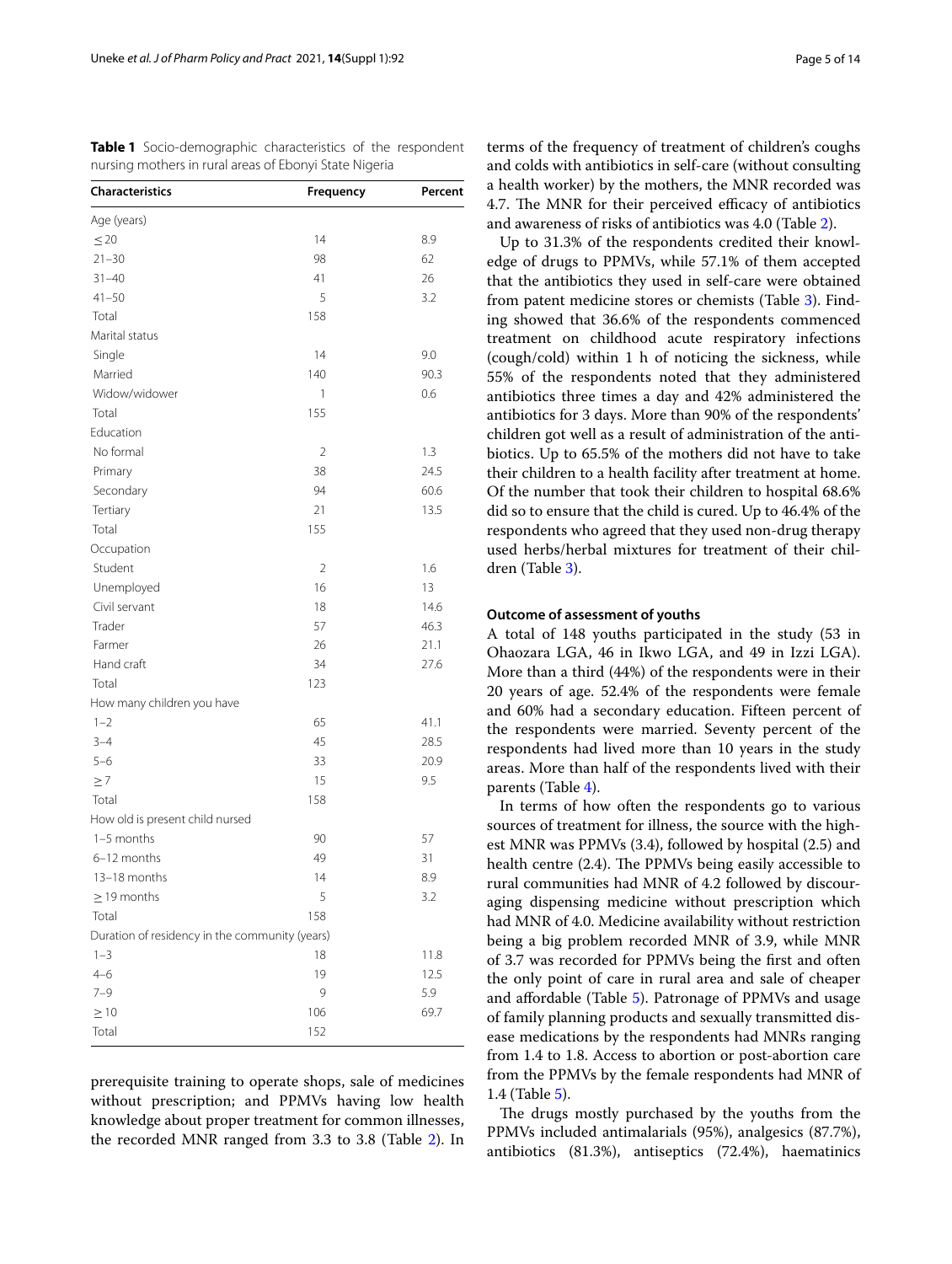**Table 1** Socio-demographic characteristics of the respondent nursing mothers in rural areas of Ebonyi State Nigeria

| Characteristics | Frequency | Percent |
|---|---|---|
| Age (years) | | |
| ≤ 20 | 14 | 8.9 |
| 21–30 | 98 | 62 |
| 31–40 | 41 | 26 |
| 41–50 | 5 | 3.2 |
| Total | 158 | |
| Marital status | | |
| Single | 14 | 9.0 |
| Married | 140 | 90.3 |
| Widow/widower | 1 | 0.6 |
| Total | 155 | |
| Education | | |
| No formal | 2 | 1.3 |
| Primary | 38 | 24.5 |
| Secondary | 94 | 60.6 |
| Tertiary | 21 | 13.5 |
| Total | 155 | |
| Occupation | | |
| Student | 2 | 1.6 |
| Unemployed | 16 | 13 |
| Civil servant | 18 | 14.6 |
| Trader | 57 | 46.3 |
| Farmer | 26 | 21.1 |
| Hand craft | 34 | 27.6 |
| Total | 123 | |
| How many children you have | | |
| 1–2 | 65 | 41.1 |
| 3–4 | 45 | 28.5 |
| 5–6 | 33 | 20.9 |
| ≥ 7 | 15 | 9.5 |
| Total | 158 | |
| How old is present child nursed | | |
| 1–5 months | 90 | 57 |
| 6–12 months | 49 | 31 |
| 13–18 months | 14 | 8.9 |
| ≥ 19 months | 5 | 3.2 |
| Total | 158 | |
| Duration of residency in the community (years) | | |
| 1–3 | 18 | 11.8 |
| 4–6 | 19 | 12.5 |
| 7–9 | 9 | 5.9 |
| ≥ 10 | 106 | 69.7 |
| Total | 152 | |

prerequisite training to operate shops, sale of medicines without prescription; and PPMVs having low health knowledge about proper treatment for common illnesses, the recorded MNR ranged from 3.3 to 3.8 (Table 2). In terms of the frequency of treatment of children's coughs and colds with antibiotics in self-care (without consulting a health worker) by the mothers, the MNR recorded was 4.7. The MNR for their perceived efficacy of antibiotics and awareness of risks of antibiotics was 4.0 (Table 2).

Up to 31.3% of the respondents credited their knowledge of drugs to PPMVs, while 57.1% of them accepted that the antibiotics they used in self-care were obtained from patent medicine stores or chemists (Table 3). Finding showed that 36.6% of the respondents commenced treatment on childhood acute respiratory infections (cough/cold) within 1 h of noticing the sickness, while 55% of the respondents noted that they administered antibiotics three times a day and 42% administered the antibiotics for 3 days. More than 90% of the respondents' children got well as a result of administration of the antibiotics. Up to 65.5% of the mothers did not have to take their children to a health facility after treatment at home. Of the number that took their children to hospital 68.6% did so to ensure that the child is cured. Up to 46.4% of the respondents who agreed that they used non-drug therapy used herbs/herbal mixtures for treatment of their children (Table 3).

### Outcome of assessment of youths

A total of 148 youths participated in the study (53 in Ohaozara LGA, 46 in Ikwo LGA, and 49 in Izzi LGA). More than a third (44%) of the respondents were in their 20 years of age. 52.4% of the respondents were female and 60% had a secondary education. Fifteen percent of the respondents were married. Seventy percent of the respondents had lived more than 10 years in the study areas. More than half of the respondents lived with their parents (Table 4).

In terms of how often the respondents go to various sources of treatment for illness, the source with the highest MNR was PPMVs (3.4), followed by hospital (2.5) and health centre (2.4). The PPMVs being easily accessible to rural communities had MNR of 4.2 followed by discouraging dispensing medicine without prescription which had MNR of 4.0. Medicine availability without restriction being a big problem recorded MNR of 3.9, while MNR of 3.7 was recorded for PPMVs being the first and often the only point of care in rural area and sale of cheaper and affordable (Table 5). Patronage of PPMVs and usage of family planning products and sexually transmitted disease medications by the respondents had MNRs ranging from 1.4 to 1.8. Access to abortion or post-abortion care from the PPMVs by the female respondents had MNR of 1.4 (Table 5).

The drugs mostly purchased by the youths from the PPMVs included antimalarials (95%), analgesics (87.7%), antibiotics (81.3%), antiseptics (72.4%), haematinics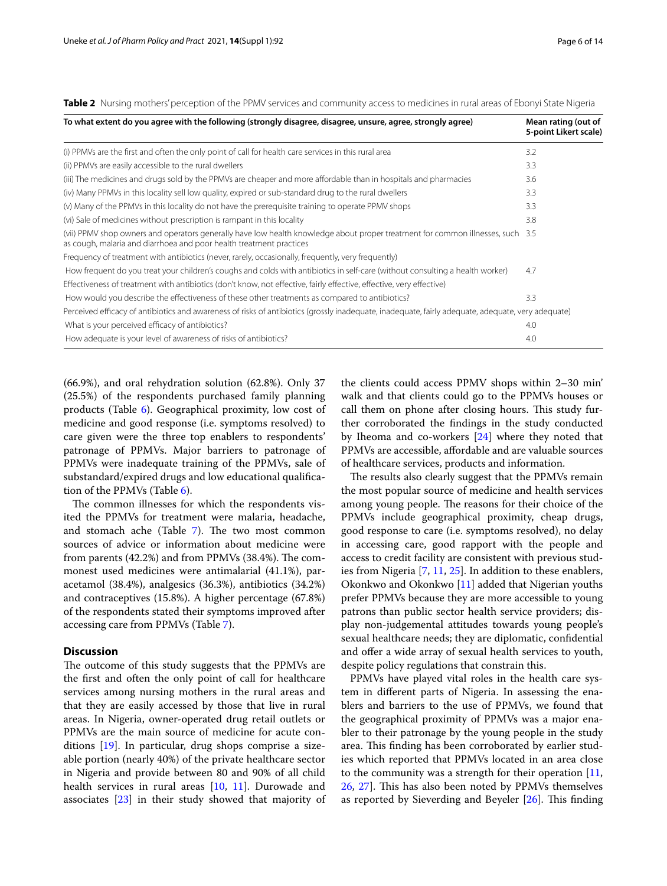**Table 2** Nursing mothers' perception of the PPMV services and community access to medicines in rural areas of Ebonyi State Nigeria

| To what extent do you agree with the following (strongly disagree, disagree, unsure, agree, strongly agree) | Mean rating (out of 5-point Likert scale) |
|---|---|
| (i) PPMVs are the first and often the only point of call for health care services in this rural area | 3.2 |
| (ii) PPMVs are easily accessible to the rural dwellers | 3.3 |
| (iii) The medicines and drugs sold by the PPMVs are cheaper and more affordable than in hospitals and pharmacies | 3.6 |
| (iv) Many PPMVs in this locality sell low quality, expired or sub-standard drug to the rural dwellers | 3.3 |
| (v) Many of the PPMVs in this locality do not have the prerequisite training to operate PPMV shops | 3.3 |
| (vi) Sale of medicines without prescription is rampant in this locality | 3.8 |
| (vii) PPMV shop owners and operators generally have low health knowledge about proper treatment for common illnesses, such as cough, malaria and diarrhoea and poor health treatment practices | 3.5 |
| Frequency of treatment with antibiotics (never, rarely, occasionally, frequently, very frequently) | |
| How frequent do you treat your children's coughs and colds with antibiotics in self-care (without consulting a health worker) | 4.7 |
| Effectiveness of treatment with antibiotics (don't know, not effective, fairly effective, effective, very effective) | |
| How would you describe the effectiveness of these other treatments as compared to antibiotics? | 3.3 |
| Perceived efficacy of antibiotics and awareness of risks of antibiotics (grossly inadequate, inadequate, fairly adequate, adequate, very adequate) | |
| What is your perceived efficacy of antibiotics? | 4.0 |
| How adequate is your level of awareness of risks of antibiotics? | 4.0 |

(66.9%), and oral rehydration solution (62.8%). Only 37 (25.5%) of the respondents purchased family planning products (Table 6). Geographical proximity, low cost of medicine and good response (i.e. symptoms resolved) to care given were the three top enablers to respondents' patronage of PPMVs. Major barriers to patronage of PPMVs were inadequate training of the PPMVs, sale of substandard/expired drugs and low educational qualification of the PPMVs (Table 6).

The common illnesses for which the respondents visited the PPMVs for treatment were malaria, headache, and stomach ache (Table 7). The two most common sources of advice or information about medicine were from parents (42.2%) and from PPMVs (38.4%). The commonest used medicines were antimalarial (41.1%), paracetamol (38.4%), analgesics (36.3%), antibiotics (34.2%) and contraceptives (15.8%). A higher percentage (67.8%) of the respondents stated their symptoms improved after accessing care from PPMVs (Table 7).

## Discussion

The outcome of this study suggests that the PPMVs are the first and often the only point of call for healthcare services among nursing mothers in the rural areas and that they are easily accessed by those that live in rural areas. In Nigeria, owner-operated drug retail outlets or PPMVs are the main source of medicine for acute conditions [19]. In particular, drug shops comprise a sizeable portion (nearly 40%) of the private healthcare sector in Nigeria and provide between 80 and 90% of all child health services in rural areas [10, 11]. Durowade and associates [23] in their study showed that majority of the clients could access PPMV shops within 2–30 min' walk and that clients could go to the PPMVs houses or call them on phone after closing hours. This study further corroborated the findings in the study conducted by Iheoma and co-workers [24] where they noted that PPMVs are accessible, affordable and are valuable sources of healthcare services, products and information.

The results also clearly suggest that the PPMVs remain the most popular source of medicine and health services among young people. The reasons for their choice of the PPMVs include geographical proximity, cheap drugs, good response to care (i.e. symptoms resolved), no delay in accessing care, good rapport with the people and access to credit facility are consistent with previous studies from Nigeria [7, 11, 25]. In addition to these enablers, Okonkwo and Okonkwo [11] added that Nigerian youths prefer PPMVs because they are more accessible to young patrons than public sector health service providers; display non-judgemental attitudes towards young people's sexual healthcare needs; they are diplomatic, confidential and offer a wide array of sexual health services to youth, despite policy regulations that constrain this.

PPMVs have played vital roles in the health care system in different parts of Nigeria. In assessing the enablers and barriers to the use of PPMVs, we found that the geographical proximity of PPMVs was a major enabler to their patronage by the young people in the study area. This finding has been corroborated by earlier studies which reported that PPMVs located in an area close to the community was a strength for their operation [11, 26, 27]. This has also been noted by PPMVs themselves as reported by Sieverding and Beyeler [26]. This finding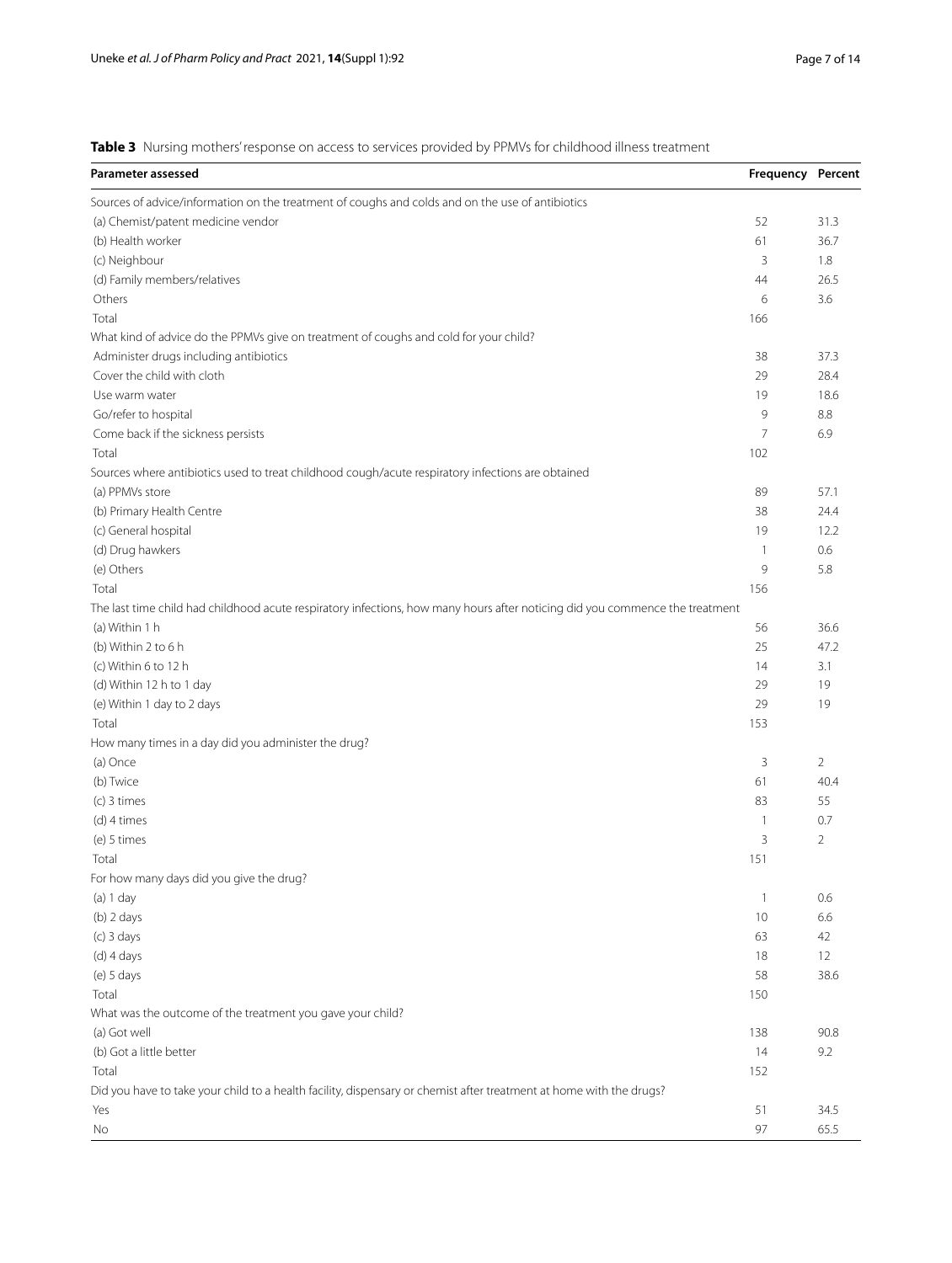**Table 3** Nursing mothers' response on access to services provided by PPMVs for childhood illness treatment

| Parameter assessed | Frequency | Percent |
|---|---|---|
| Sources of advice/information on the treatment of coughs and colds and on the use of antibiotics | | |
| (a) Chemist/patent medicine vendor | 52 | 31.3 |
| (b) Health worker | 61 | 36.7 |
| (c) Neighbour | 3 | 1.8 |
| (d) Family members/relatives | 44 | 26.5 |
| Others | 6 | 3.6 |
| Total | 166 | |
| What kind of advice do the PPMVs give on treatment of coughs and cold for your child? | | |
| Administer drugs including antibiotics | 38 | 37.3 |
| Cover the child with cloth | 29 | 28.4 |
| Use warm water | 19 | 18.6 |
| Go/refer to hospital | 9 | 8.8 |
| Come back if the sickness persists | 7 | 6.9 |
| Total | 102 | |
| Sources where antibiotics used to treat childhood cough/acute respiratory infections are obtained | | |
| (a) PPMVs store | 89 | 57.1 |
| (b) Primary Health Centre | 38 | 24.4 |
| (c) General hospital | 19 | 12.2 |
| (d) Drug hawkers | 1 | 0.6 |
| (e) Others | 9 | 5.8 |
| Total | 156 | |
| The last time child had childhood acute respiratory infections, how many hours after noticing did you commence the treatment | | |
| (a) Within 1 h | 56 | 36.6 |
| (b) Within 2 to 6 h | 25 | 47.2 |
| (c) Within 6 to 12 h | 14 | 3.1 |
| (d) Within 12 h to 1 day | 29 | 19 |
| (e) Within 1 day to 2 days | 29 | 19 |
| Total | 153 | |
| How many times in a day did you administer the drug? | | |
| (a) Once | 3 | 2 |
| (b) Twice | 61 | 40.4 |
| (c) 3 times | 83 | 55 |
| (d) 4 times | 1 | 0.7 |
| (e) 5 times | 3 | 2 |
| Total | 151 | |
| For how many days did you give the drug? | | |
| (a) 1 day | 1 | 0.6 |
| (b) 2 days | 10 | 6.6 |
| (c) 3 days | 63 | 42 |
| (d) 4 days | 18 | 12 |
| (e) 5 days | 58 | 38.6 |
| Total | 150 | |
| What was the outcome of the treatment you gave your child? | | |
| (a) Got well | 138 | 90.8 |
| (b) Got a little better | 14 | 9.2 |
| Total | 152 | |
| Did you have to take your child to a health facility, dispensary or chemist after treatment at home with the drugs? | | |
| Yes | 51 | 34.5 |
| No | 97 | 65.5 |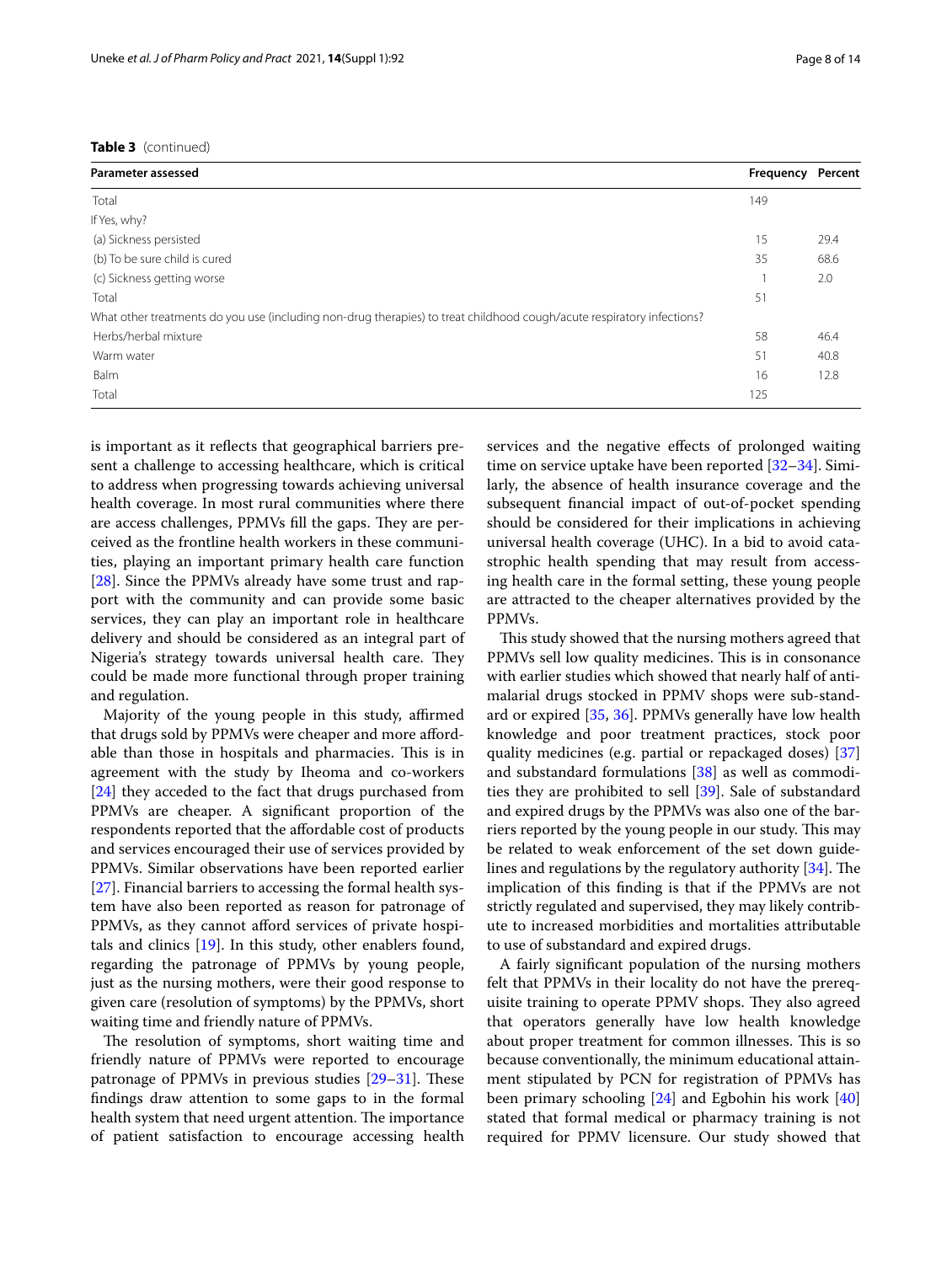**Table 3** (continued)

| Parameter assessed | Frequency | Percent |
|---|---|---|
| Total | 149 | |
| If Yes, why? | | |
| (a) Sickness persisted | 15 | 29.4 |
| (b) To be sure child is cured | 35 | 68.6 |
| (c) Sickness getting worse | 1 | 2.0 |
| Total | 51 | |
| What other treatments do you use (including non-drug therapies) to treat childhood cough/acute respiratory infections? | | |
| Herbs/herbal mixture | 58 | 46.4 |
| Warm water | 51 | 40.8 |
| Balm | 16 | 12.8 |
| Total | 125 | |

is important as it reflects that geographical barriers present a challenge to accessing healthcare, which is critical to address when progressing towards achieving universal health coverage. In most rural communities where there are access challenges, PPMVs fill the gaps. They are perceived as the frontline health workers in these communities, playing an important primary health care function [28]. Since the PPMVs already have some trust and rapport with the community and can provide some basic services, they can play an important role in healthcare delivery and should be considered as an integral part of Nigeria's strategy towards universal health care. They could be made more functional through proper training and regulation.

Majority of the young people in this study, affirmed that drugs sold by PPMVs were cheaper and more affordable than those in hospitals and pharmacies. This is in agreement with the study by Iheoma and co-workers [24] they acceded to the fact that drugs purchased from PPMVs are cheaper. A significant proportion of the respondents reported that the affordable cost of products and services encouraged their use of services provided by PPMVs. Similar observations have been reported earlier [27]. Financial barriers to accessing the formal health system have also been reported as reason for patronage of PPMVs, as they cannot afford services of private hospitals and clinics [19]. In this study, other enablers found, regarding the patronage of PPMVs by young people, just as the nursing mothers, were their good response to given care (resolution of symptoms) by the PPMVs, short waiting time and friendly nature of PPMVs.

The resolution of symptoms, short waiting time and friendly nature of PPMVs were reported to encourage patronage of PPMVs in previous studies [29–31]. These findings draw attention to some gaps to in the formal health system that need urgent attention. The importance of patient satisfaction to encourage accessing health services and the negative effects of prolonged waiting time on service uptake have been reported [32–34]. Similarly, the absence of health insurance coverage and the subsequent financial impact of out-of-pocket spending should be considered for their implications in achieving universal health coverage (UHC). In a bid to avoid catastrophic health spending that may result from accessing health care in the formal setting, these young people are attracted to the cheaper alternatives provided by the PPMVs.

This study showed that the nursing mothers agreed that PPMVs sell low quality medicines. This is in consonance with earlier studies which showed that nearly half of antimalarial drugs stocked in PPMV shops were sub-standard or expired [35, 36]. PPMVs generally have low health knowledge and poor treatment practices, stock poor quality medicines (e.g. partial or repackaged doses) [37] and substandard formulations [38] as well as commodities they are prohibited to sell [39]. Sale of substandard and expired drugs by the PPMVs was also one of the barriers reported by the young people in our study. This may be related to weak enforcement of the set down guidelines and regulations by the regulatory authority [34]. The implication of this finding is that if the PPMVs are not strictly regulated and supervised, they may likely contribute to increased morbidities and mortalities attributable to use of substandard and expired drugs.

A fairly significant population of the nursing mothers felt that PPMVs in their locality do not have the prerequisite training to operate PPMV shops. They also agreed that operators generally have low health knowledge about proper treatment for common illnesses. This is so because conventionally, the minimum educational attainment stipulated by PCN for registration of PPMVs has been primary schooling [24] and Egbohin his work [40] stated that formal medical or pharmacy training is not required for PPMV licensure. Our study showed that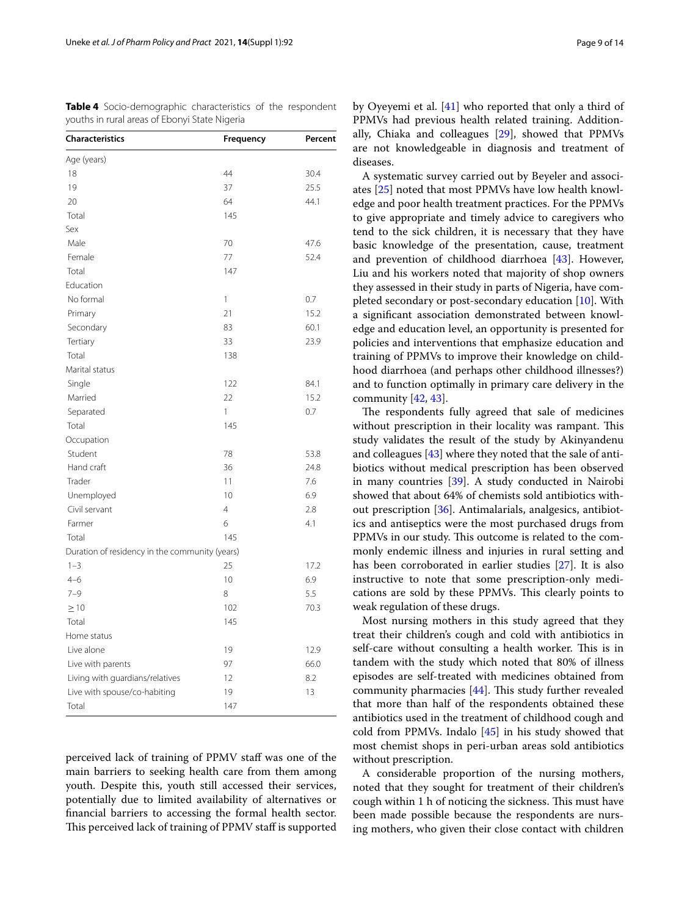**Table 4** Socio-demographic characteristics of the respondent youths in rural areas of Ebonyi State Nigeria

| Characteristics | Frequency | Percent |
|---|---|---|
| Age (years) | | |
| 18 | 44 | 30.4 |
| 19 | 37 | 25.5 |
| 20 | 64 | 44.1 |
| Total | 145 | |
| Sex | | |
| Male | 70 | 47.6 |
| Female | 77 | 52.4 |
| Total | 147 | |
| Education | | |
| No formal | 1 | 0.7 |
| Primary | 21 | 15.2 |
| Secondary | 83 | 60.1 |
| Tertiary | 33 | 23.9 |
| Total | 138 | |
| Marital status | | |
| Single | 122 | 84.1 |
| Married | 22 | 15.2 |
| Separated | 1 | 0.7 |
| Total | 145 | |
| Occupation | | |
| Student | 78 | 53.8 |
| Hand craft | 36 | 24.8 |
| Trader | 11 | 7.6 |
| Unemployed | 10 | 6.9 |
| Civil servant | 4 | 2.8 |
| Farmer | 6 | 4.1 |
| Total | 145 | |
| Duration of residency in the community (years) | | |
| 1–3 | 25 | 17.2 |
| 4–6 | 10 | 6.9 |
| 7–9 | 8 | 5.5 |
| ≥ 10 | 102 | 70.3 |
| Total | 145 | |
| Home status | | |
| Live alone | 19 | 12.9 |
| Live with parents | 97 | 66.0 |
| Living with guardians/relatives | 12 | 8.2 |
| Live with spouse/co-habiting | 19 | 13 |
| Total | 147 | |

perceived lack of training of PPMV staff was one of the main barriers to seeking health care from them among youth. Despite this, youth still accessed their services, potentially due to limited availability of alternatives or financial barriers to accessing the formal health sector. This perceived lack of training of PPMV staff is supported by Oyeyemi et al. [41] who reported that only a third of PPMVs had previous health related training. Additionally, Chiaka and colleagues [29], showed that PPMVs are not knowledgeable in diagnosis and treatment of diseases.

A systematic survey carried out by Beyeler and associates [25] noted that most PPMVs have low health knowledge and poor health treatment practices. For the PPMVs to give appropriate and timely advice to caregivers who tend to the sick children, it is necessary that they have basic knowledge of the presentation, cause, treatment and prevention of childhood diarrhoea [43]. However, Liu and his workers noted that majority of shop owners they assessed in their study in parts of Nigeria, have completed secondary or post-secondary education [10]. With a significant association demonstrated between knowledge and education level, an opportunity is presented for policies and interventions that emphasize education and training of PPMVs to improve their knowledge on childhood diarrhoea (and perhaps other childhood illnesses?) and to function optimally in primary care delivery in the community [42, 43].

The respondents fully agreed that sale of medicines without prescription in their locality was rampant. This study validates the result of the study by Akinyandenu and colleagues [43] where they noted that the sale of antibiotics without medical prescription has been observed in many countries [39]. A study conducted in Nairobi showed that about 64% of chemists sold antibiotics without prescription [36]. Antimalarials, analgesics, antibiotics and antiseptics were the most purchased drugs from PPMVs in our study. This outcome is related to the commonly endemic illness and injuries in rural setting and has been corroborated in earlier studies [27]. It is also instructive to note that some prescription-only medications are sold by these PPMVs. This clearly points to weak regulation of these drugs.

Most nursing mothers in this study agreed that they treat their children's cough and cold with antibiotics in self-care without consulting a health worker. This is in tandem with the study which noted that 80% of illness episodes are self-treated with medicines obtained from community pharmacies [44]. This study further revealed that more than half of the respondents obtained these antibiotics used in the treatment of childhood cough and cold from PPMVs. Indalo [45] in his study showed that most chemist shops in peri-urban areas sold antibiotics without prescription.

A considerable proportion of the nursing mothers, noted that they sought for treatment of their children's cough within 1 h of noticing the sickness. This must have been made possible because the respondents are nursing mothers, who given their close contact with children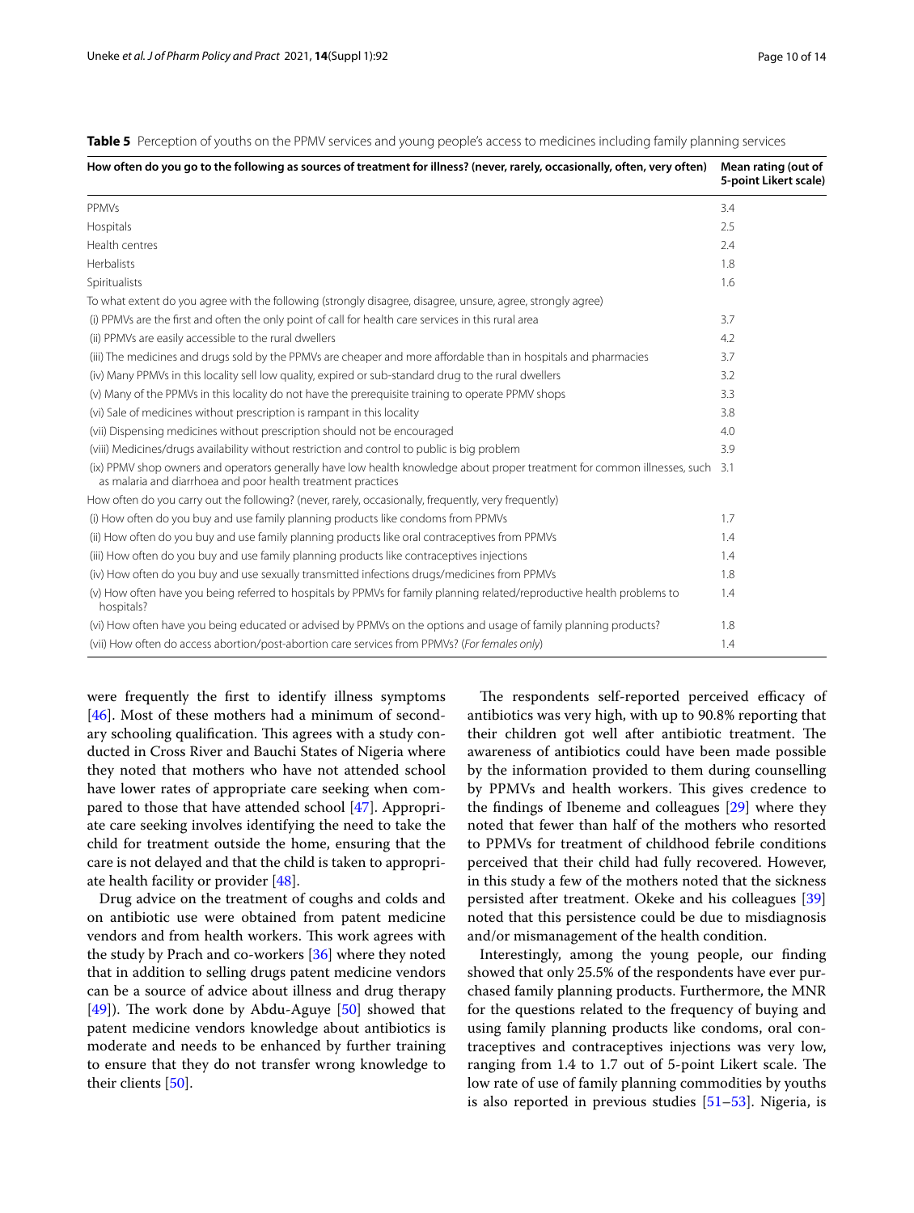**Table 5** Perception of youths on the PPMV services and young people's access to medicines including family planning services

| How often do you go to the following as sources of treatment for illness? (never, rarely, occasionally, often, very often) | Mean rating (out of 5-point Likert scale) |
|---|---|
| PPMVs | 3.4 |
| Hospitals | 2.5 |
| Health centres | 2.4 |
| Herbalists | 1.8 |
| Spiritualists | 1.6 |
| To what extent do you agree with the following (strongly disagree, disagree, unsure, agree, strongly agree) | |
| (i) PPMVs are the first and often the only point of call for health care services in this rural area | 3.7 |
| (ii) PPMVs are easily accessible to the rural dwellers | 4.2 |
| (iii) The medicines and drugs sold by the PPMVs are cheaper and more affordable than in hospitals and pharmacies | 3.7 |
| (iv) Many PPMVs in this locality sell low quality, expired or sub-standard drug to the rural dwellers | 3.2 |
| (v) Many of the PPMVs in this locality do not have the prerequisite training to operate PPMV shops | 3.3 |
| (vi) Sale of medicines without prescription is rampant in this locality | 3.8 |
| (vii) Dispensing medicines without prescription should not be encouraged | 4.0 |
| (viii) Medicines/drugs availability without restriction and control to public is big problem | 3.9 |
| (ix) PPMV shop owners and operators generally have low health knowledge about proper treatment for common illnesses, such as malaria and diarrhoea and poor health treatment practices | 3.1 |
| How often do you carry out the following? (never, rarely, occasionally, frequently, very frequently) | |
| (i) How often do you buy and use family planning products like condoms from PPMVs | 1.7 |
| (ii) How often do you buy and use family planning products like oral contraceptives from PPMVs | 1.4 |
| (iii) How often do you buy and use family planning products like contraceptives injections | 1.4 |
| (iv) How often do you buy and use sexually transmitted infections drugs/medicines from PPMVs | 1.8 |
| (v) How often have you being referred to hospitals by PPMVs for family planning related/reproductive health problems to hospitals? | 1.4 |
| (vi) How often have you being educated or advised by PPMVs on the options and usage of family planning products? | 1.8 |
| (vii) How often do access abortion/post-abortion care services from PPMVs? (*For females only*) | 1.4 |

were frequently the first to identify illness symptoms [46]. Most of these mothers had a minimum of secondary schooling qualification. This agrees with a study conducted in Cross River and Bauchi States of Nigeria where they noted that mothers who have not attended school have lower rates of appropriate care seeking when compared to those that have attended school [47]. Appropriate care seeking involves identifying the need to take the child for treatment outside the home, ensuring that the care is not delayed and that the child is taken to appropriate health facility or provider [48].

Drug advice on the treatment of coughs and colds and on antibiotic use were obtained from patent medicine vendors and from health workers. This work agrees with the study by Prach and co-workers [36] where they noted that in addition to selling drugs patent medicine vendors can be a source of advice about illness and drug therapy [49]). The work done by Abdu-Aguye [50] showed that patent medicine vendors knowledge about antibiotics is moderate and needs to be enhanced by further training to ensure that they do not transfer wrong knowledge to their clients [50].

The respondents self-reported perceived efficacy of antibiotics was very high, with up to 90.8% reporting that their children got well after antibiotic treatment. The awareness of antibiotics could have been made possible by the information provided to them during counselling by PPMVs and health workers. This gives credence to the findings of Ibeneme and colleagues [29] where they noted that fewer than half of the mothers who resorted to PPMVs for treatment of childhood febrile conditions perceived that their child had fully recovered. However, in this study a few of the mothers noted that the sickness persisted after treatment. Okeke and his colleagues [39] noted that this persistence could be due to misdiagnosis and/or mismanagement of the health condition.

Interestingly, among the young people, our finding showed that only 25.5% of the respondents have ever purchased family planning products. Furthermore, the MNR for the questions related to the frequency of buying and using family planning products like condoms, oral contraceptives and contraceptives injections was very low, ranging from 1.4 to 1.7 out of 5-point Likert scale. The low rate of use of family planning commodities by youths is also reported in previous studies [51–53]. Nigeria, is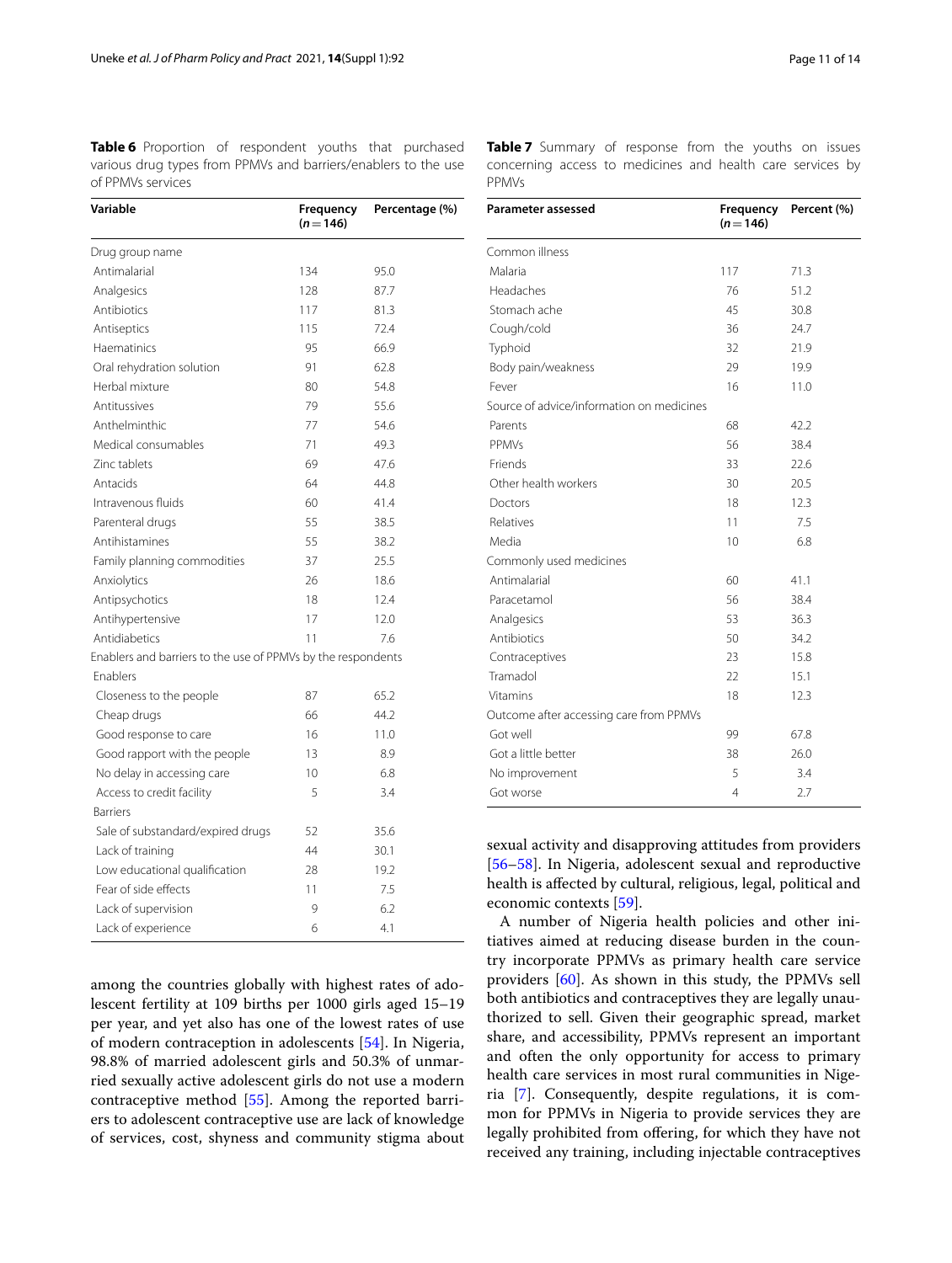**Table 6** Proportion of respondent youths that purchased various drug types from PPMVs and barriers/enablers to the use of PPMVs services

| Variable | Frequency (n = 146) | Percentage (%) |
|---|---|---|
| Drug group name | | |
| Antimalarial | 134 | 95.0 |
| Analgesics | 128 | 87.7 |
| Antibiotics | 117 | 81.3 |
| Antiseptics | 115 | 72.4 |
| Haematinics | 95 | 66.9 |
| Oral rehydration solution | 91 | 62.8 |
| Herbal mixture | 80 | 54.8 |
| Antitussives | 79 | 55.6 |
| Anthelminthic | 77 | 54.6 |
| Medical consumables | 71 | 49.3 |
| Zinc tablets | 69 | 47.6 |
| Antacids | 64 | 44.8 |
| Intravenous fluids | 60 | 41.4 |
| Parenteral drugs | 55 | 38.5 |
| Antihistamines | 55 | 38.2 |
| Family planning commodities | 37 | 25.5 |
| Anxiolytics | 26 | 18.6 |
| Antipsychotics | 18 | 12.4 |
| Antihypertensive | 17 | 12.0 |
| Antidiabetics | 11 | 7.6 |
| Enablers and barriers to the use of PPMVs by the respondents | | |
| Enablers | | |
| Closeness to the people | 87 | 65.2 |
| Cheap drugs | 66 | 44.2 |
| Good response to care | 16 | 11.0 |
| Good rapport with the people | 13 | 8.9 |
| No delay in accessing care | 10 | 6.8 |
| Access to credit facility | 5 | 3.4 |
| Barriers | | |
| Sale of substandard/expired drugs | 52 | 35.6 |
| Lack of training | 44 | 30.1 |
| Low educational qualification | 28 | 19.2 |
| Fear of side effects | 11 | 7.5 |
| Lack of supervision | 9 | 6.2 |
| Lack of experience | 6 | 4.1 |

**Table 7** Summary of response from the youths on issues concerning access to medicines and health care services by PPMVs

| Parameter assessed | Frequency (n = 146) | Percent (%) |
|---|---|---|
| Common illness | | |
| Malaria | 117 | 71.3 |
| Headaches | 76 | 51.2 |
| Stomach ache | 45 | 30.8 |
| Cough/cold | 36 | 24.7 |
| Typhoid | 32 | 21.9 |
| Body pain/weakness | 29 | 19.9 |
| Fever | 16 | 11.0 |
| Source of advice/information on medicines | | |
| Parents | 68 | 42.2 |
| PPMVs | 56 | 38.4 |
| Friends | 33 | 22.6 |
| Other health workers | 30 | 20.5 |
| Doctors | 18 | 12.3 |
| Relatives | 11 | 7.5 |
| Media | 10 | 6.8 |
| Commonly used medicines | | |
| Antimalarial | 60 | 41.1 |
| Paracetamol | 56 | 38.4 |
| Analgesics | 53 | 36.3 |
| Antibiotics | 50 | 34.2 |
| Contraceptives | 23 | 15.8 |
| Tramadol | 22 | 15.1 |
| Vitamins | 18 | 12.3 |
| Outcome after accessing care from PPMVs | | |
| Got well | 99 | 67.8 |
| Got a little better | 38 | 26.0 |
| No improvement | 5 | 3.4 |
| Got worse | 4 | 2.7 |

among the countries globally with highest rates of adolescent fertility at 109 births per 1000 girls aged 15–19 per year, and yet also has one of the lowest rates of use of modern contraception in adolescents [54]. In Nigeria, 98.8% of married adolescent girls and 50.3% of unmarried sexually active adolescent girls do not use a modern contraceptive method [55]. Among the reported barriers to adolescent contraceptive use are lack of knowledge of services, cost, shyness and community stigma about sexual activity and disapproving attitudes from providers [56–58]. In Nigeria, adolescent sexual and reproductive health is affected by cultural, religious, legal, political and economic contexts [59].

A number of Nigeria health policies and other initiatives aimed at reducing disease burden in the country incorporate PPMVs as primary health care service providers [60]. As shown in this study, the PPMVs sell both antibiotics and contraceptives they are legally unauthorized to sell. Given their geographic spread, market share, and accessibility, PPMVs represent an important and often the only opportunity for access to primary health care services in most rural communities in Nigeria [7]. Consequently, despite regulations, it is common for PPMVs in Nigeria to provide services they are legally prohibited from offering, for which they have not received any training, including injectable contraceptives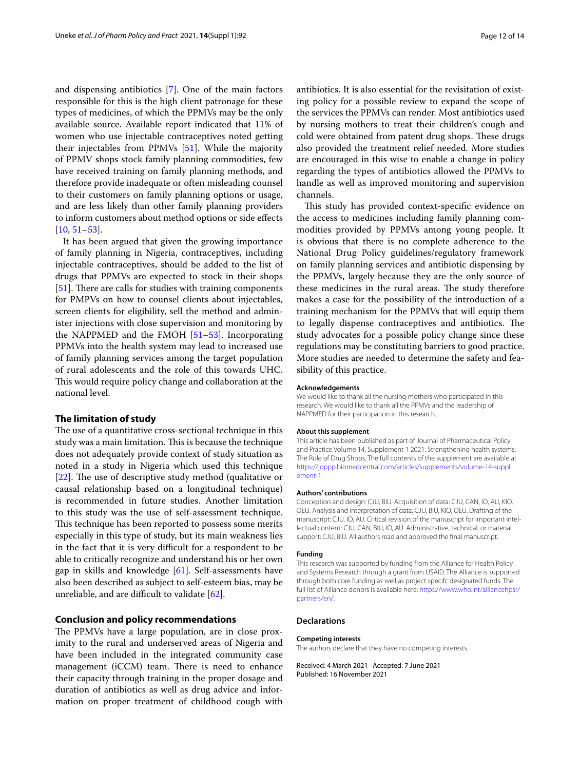and dispensing antibiotics [7]. One of the main factors responsible for this is the high client patronage for these types of medicines, of which the PPMVs may be the only available source. Available report indicated that 11% of women who use injectable contraceptives noted getting their injectables from PPMVs [51]. While the majority of PPMV shops stock family planning commodities, few have received training on family planning methods, and therefore provide inadequate or often misleading counsel to their customers on family planning options or usage, and are less likely than other family planning providers to inform customers about method options or side effects [10, 51–53].

It has been argued that given the growing importance of family planning in Nigeria, contraceptives, including injectable contraceptives, should be added to the list of drugs that PPMVs are expected to stock in their shops [51]. There are calls for studies with training components for PMPVs on how to counsel clients about injectables, screen clients for eligibility, sell the method and administer injections with close supervision and monitoring by the NAPPMED and the FMOH [51–53]. Incorporating PPMVs into the health system may lead to increased use of family planning services among the target population of rural adolescents and the role of this towards UHC. This would require policy change and collaboration at the national level.

## The limitation of study

The use of a quantitative cross-sectional technique in this study was a main limitation. This is because the technique does not adequately provide context of study situation as noted in a study in Nigeria which used this technique [22]. The use of descriptive study method (qualitative or causal relationship based on a longitudinal technique) is recommended in future studies. Another limitation to this study was the use of self-assessment technique. This technique has been reported to possess some merits especially in this type of study, but its main weakness lies in the fact that it is very difficult for a respondent to be able to critically recognize and understand his or her own gap in skills and knowledge [61]. Self-assessments have also been described as subject to self-esteem bias, may be unreliable, and are difficult to validate [62].

## Conclusion and policy recommendations

The PPMVs have a large population, are in close proximity to the rural and underserved areas of Nigeria and have been included in the integrated community case management (iCCM) team. There is need to enhance their capacity through training in the proper dosage and duration of antibiotics as well as drug advice and information on proper treatment of childhood cough with antibiotics. It is also essential for the revisitation of existing policy for a possible review to expand the scope of the services the PPMVs can render. Most antibiotics used by nursing mothers to treat their children's cough and cold were obtained from patent drug shops. These drugs also provided the treatment relief needed. More studies are encouraged in this wise to enable a change in policy regarding the types of antibiotics allowed the PPMVs to handle as well as improved monitoring and supervision channels.

This study has provided context-specific evidence on the access to medicines including family planning commodities provided by PPMVs among young people. It is obvious that there is no complete adherence to the National Drug Policy guidelines/regulatory framework on family planning services and antibiotic dispensing by the PPMVs, largely because they are the only source of these medicines in the rural areas. The study therefore makes a case for the possibility of the introduction of a training mechanism for the PPMVs that will equip them to legally dispense contraceptives and antibiotics. The study advocates for a possible policy change since these regulations may be constituting barriers to good practice. More studies are needed to determine the safety and feasibility of this practice.

### Acknowledgements

We would like to thank all the nursing mothers who participated in this research. We would like to thank all the PPMVs and the leadership of NAPPMED for their participation in this research.

### About this supplement

This article has been published as part of Journal of Pharmaceutical Policy and Practice Volume 14, Supplement 1 2021: Strengthening health systems: The Role of Drug Shops. The full contents of the supplement are available at https://joppp.biomedcentral.com/articles/supplements/volume-14-supplement-1.

### Authors' contributions

Conception and design: CJU, BIU. Acquisition of data: CJU, CAN, IO, AU, KIO, OEU. Analysis and interpretation of data: CJU, BIU, KIO, OEU. Drafting of the manuscript: CJU, IO, AU. Critical revision of the manuscript for important intellectual content: CJU, CAN, BIU, IO, AU. Administrative, technical, or material support: CJU, BIU. All authors read and approved the final manuscript.

### Funding

This research was supported by funding from the Alliance for Health Policy and Systems Research through a grant from USAID. The Alliance is supported through both core funding as well as project specifc designated funds. The full list of Alliance donors is available here: https://www.who.int/alliancehpsr/partners/en/.

## Declarations

### Competing interests

The authors declare that they have no competing interests.

Received: 4 March 2021 Accepted: 7 June 2021
Published: 16 November 2021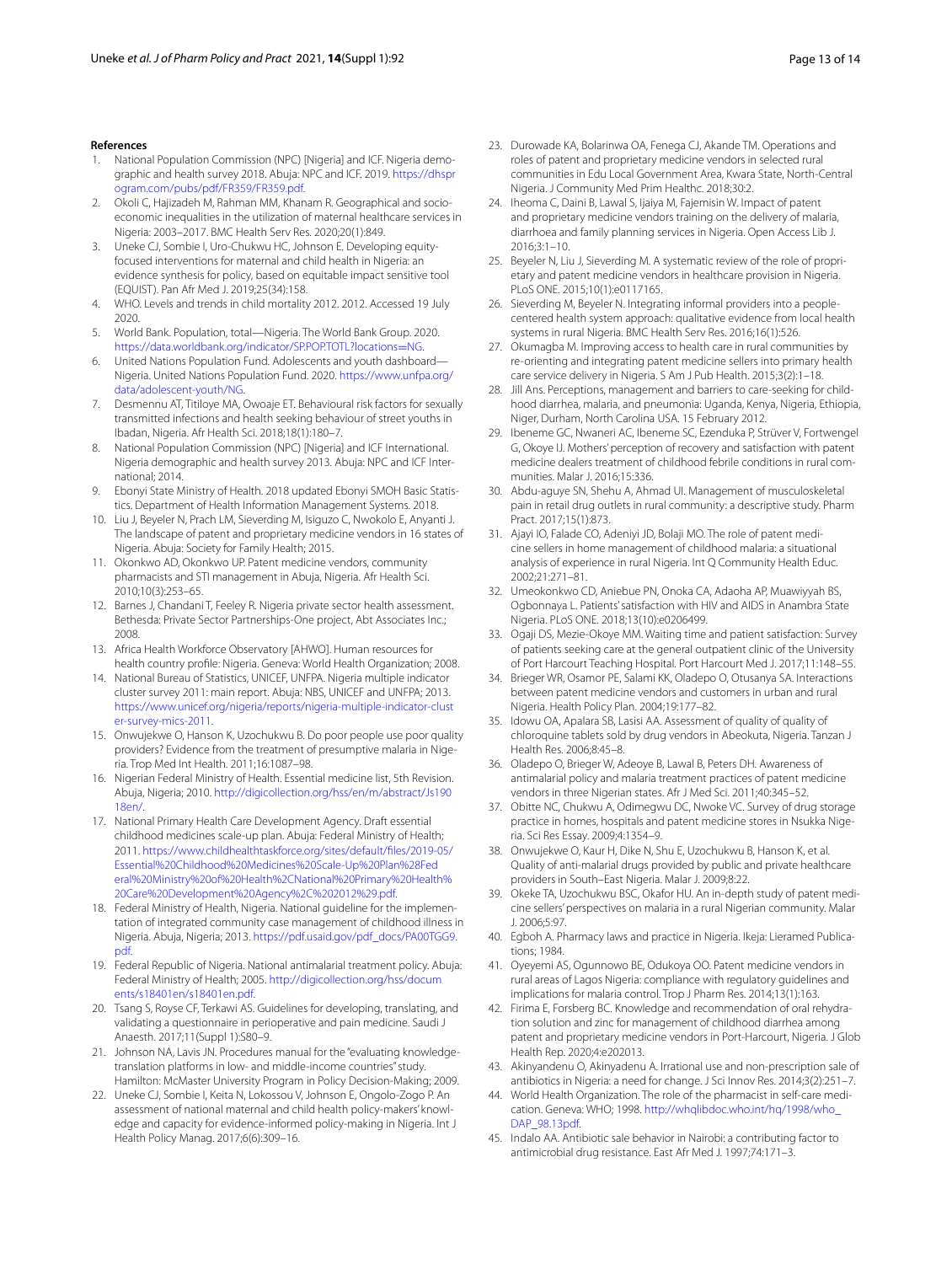## References

1. National Population Commission (NPC) [Nigeria] and ICF. Nigeria demographic and health survey 2018. Abuja: NPC and ICF. 2019. https://dhsprogram.com/pubs/pdf/FR359/FR359.pdf.
2. Okoli C, Hajizadeh M, Rahman MM, Khanam R. Geographical and socioeconomic inequalities in the utilization of maternal healthcare services in Nigeria: 2003–2017. BMC Health Serv Res. 2020;20(1):849.
3. Uneke CJ, Sombie I, Uro-Chukwu HC, Johnson E. Developing equity-focused interventions for maternal and child health in Nigeria: an evidence synthesis for policy, based on equitable impact sensitive tool (EQUIST). Pan Afr Med J. 2019;25(34):158.
4. WHO. Levels and trends in child mortality 2012. 2012. Accessed 19 July 2020.
5. World Bank. Population, total—Nigeria. The World Bank Group. 2020. https://data.worldbank.org/indicator/SP.POP.TOTL?locations=NG.
6. United Nations Population Fund. Adolescents and youth dashboard—Nigeria. United Nations Population Fund. 2020. https://www.unfpa.org/data/adolescent-youth/NG.
7. Desmennu AT, Titiloye MA, Owoaje ET. Behavioural risk factors for sexually transmitted infections and health seeking behaviour of street youths in Ibadan, Nigeria. Afr Health Sci. 2018;18(1):180–7.
8. National Population Commission (NPC) [Nigeria] and ICF International. Nigeria demographic and health survey 2013. Abuja: NPC and ICF International; 2014.
9. Ebonyi State Ministry of Health. 2018 updated Ebonyi SMOH Basic Statistics. Department of Health Information Management Systems. 2018.
10. Liu J, Beyeler N, Prach LM, Sieverding M, Isiguzo C, Nwokolo E, Anyanti J. The landscape of patent and proprietary medicine vendors in 16 states of Nigeria. Abuja: Society for Family Health; 2015.
11. Okonkwo AD, Okonkwo UP. Patent medicine vendors, community pharmacists and STI management in Abuja, Nigeria. Afr Health Sci. 2010;10(3):253–65.
12. Barnes J, Chandani T, Feeley R. Nigeria private sector health assessment. Bethesda: Private Sector Partnerships-One project, Abt Associates Inc.; 2008.
13. Africa Health Workforce Observatory [AHWO]. Human resources for health country profile: Nigeria. Geneva: World Health Organization; 2008.
14. National Bureau of Statistics, UNICEF, UNFPA. Nigeria multiple indicator cluster survey 2011: main report. Abuja: NBS, UNICEF and UNFPA; 2013. https://www.unicef.org/nigeria/reports/nigeria-multiple-indicator-cluster-survey-mics-2011.
15. Onwujekwe O, Hanson K, Uzochukwu B. Do poor people use poor quality providers? Evidence from the treatment of presumptive malaria in Nigeria. Trop Med Int Health. 2011;16:1087–98.
16. Nigerian Federal Ministry of Health. Essential medicine list, 5th Revision. Abuja, Nigeria; 2010. http://digicollection.org/hss/en/m/abstract/Js19018en/.
17. National Primary Health Care Development Agency. Draft essential childhood medicines scale-up plan. Abuja: Federal Ministry of Health; 2011. https://www.childhealthtaskforce.org/sites/default/files/2019-05/Essential%20Childhood%20Medicines%20Scale-Up%20Plan%28Federal%20Ministry%20of%20Health%2CNational%20Primary%20Health%20Care%20Development%20Agency%2C%202012%29.pdf.
18. Federal Ministry of Health, Nigeria. National guideline for the implementation of integrated community case management of childhood illness in Nigeria. Abuja, Nigeria; 2013. https://pdf.usaid.gov/pdf_docs/PA00TGG9.pdf.
19. Federal Republic of Nigeria. National antimalarial treatment policy. Abuja: Federal Ministry of Health; 2005. http://digicollection.org/hss/documents/s18401en/s18401en.pdf.
20. Tsang S, Royse CF, Terkawi AS. Guidelines for developing, translating, and validating a questionnaire in perioperative and pain medicine. Saudi J Anaesth. 2017;11(Suppl 1):S80–9.
21. Johnson NA, Lavis JN. Procedures manual for the "evaluating knowledge-translation platforms in low- and middle-income countries" study. Hamilton: McMaster University Program in Policy Decision-Making; 2009.
22. Uneke CJ, Sombie I, Keita N, Lokossou V, Johnson E, Ongolo-Zogo P. An assessment of national maternal and child health policy-makers' knowledge and capacity for evidence-informed policy-making in Nigeria. Int J Health Policy Manag. 2017;6(6):309–16.
23. Durowade KA, Bolarinwa OA, Fenega CJ, Akande TM. Operations and roles of patent and proprietary medicine vendors in selected rural communities in Edu Local Government Area, Kwara State, North-Central Nigeria. J Community Med Prim Healthc. 2018;30:2.
24. Iheoma C, Daini B, Lawal S, Ijaiya M, Fajemisin W. Impact of patent and proprietary medicine vendors training on the delivery of malaria, diarrhoea and family planning services in Nigeria. Open Access Lib J. 2016;3:1–10.
25. Beyeler N, Liu J, Sieverding M. A systematic review of the role of proprietary and patent medicine vendors in healthcare provision in Nigeria. PLoS ONE. 2015;10(1):e0117165.
26. Sieverding M, Beyeler N. Integrating informal providers into a people-centered health system approach: qualitative evidence from local health systems in rural Nigeria. BMC Health Serv Res. 2016;16(1):526.
27. Okumagba M. Improving access to health care in rural communities by re-orienting and integrating patent medicine sellers into primary health care service delivery in Nigeria. S Am J Pub Health. 2015;3(2):1–18.
28. Jill Ans. Perceptions, management and barriers to care-seeking for childhood diarrhea, malaria, and pneumonia: Uganda, Kenya, Nigeria, Ethiopia, Niger, Durham, North Carolina USA. 15 February 2012.
29. Ibeneme GC, Nwaneri AC, Ibeneme SC, Ezenduka P, Strüver V, Fortwengel G, Okoye IJ. Mothers' perception of recovery and satisfaction with patent medicine dealers treatment of childhood febrile conditions in rural communities. Malar J. 2016;15:336.
30. Abdu-aguye SN, Shehu A, Ahmad UI. Management of musculoskeletal pain in retail drug outlets in rural community: a descriptive study. Pharm Pract. 2017;15(1):873.
31. Ajayi IO, Falade CO, Adeniyi JD, Bolaji MO. The role of patent medicine sellers in home management of childhood malaria: a situational analysis of experience in rural Nigeria. Int Q Community Health Educ. 2002;21:271–81.
32. Umeokonkwo CD, Aniebue PN, Onoka CA, Adaoha AP, Muawiyyah BS, Ogbonnaya L. Patients' satisfaction with HIV and AIDS in Anambra State Nigeria. PLoS ONE. 2018;13(10):e0206499.
33. Ogaji DS, Mezie-Okoye MM. Waiting time and patient satisfaction: Survey of patients seeking care at the general outpatient clinic of the University of Port Harcourt Teaching Hospital. Port Harcourt Med J. 2017;11:148–55.
34. Brieger WR, Osamor PE, Salami KK, Oladepo O, Otusanya SA. Interactions between patent medicine vendors and customers in urban and rural Nigeria. Health Policy Plan. 2004;19:177–82.
35. Idowu OA, Apalara SB, Lasisi AA. Assessment of quality of quality of chloroquine tablets sold by drug vendors in Abeokuta, Nigeria. Tanzan J Health Res. 2006;8:45–8.
36. Oladepo O, Brieger W, Adeoye B, Lawal B, Peters DH. Awareness of antimalarial policy and malaria treatment practices of patent medicine vendors in three Nigerian states. Afr J Med Sci. 2011;40:345–52.
37. Obitte NC, Chukwu A, Odimegwu DC, Nwoke VC. Survey of drug storage practice in homes, hospitals and patent medicine stores in Nsukka Nigeria. Sci Res Essay. 2009;4:1354–9.
38. Onwujekwe O, Kaur H, Dike N, Shu E, Uzochukwu B, Hanson K, et al. Quality of anti-malarial drugs provided by public and private healthcare providers in South–East Nigeria. Malar J. 2009;8:22.
39. Okeke TA, Uzochukwu BSC, Okafor HU. An in-depth study of patent medicine sellers' perspectives on malaria in a rural Nigerian community. Malar J. 2006;5:97.
40. Egboh A. Pharmacy laws and practice in Nigeria. Ikeja: Lieramed Publications; 1984.
41. Oyeyemi AS, Ogunnowo BE, Odukoya OO. Patent medicine vendors in rural areas of Lagos Nigeria: compliance with regulatory guidelines and implications for malaria control. Trop J Pharm Res. 2014;13(1):163.
42. Firima E, Forsberg BC. Knowledge and recommendation of oral rehydration solution and zinc for management of childhood diarrhea among patent and proprietary medicine vendors in Port-Harcourt, Nigeria. J Glob Health Rep. 2020;4:e202013.
43. Akinyandenu O, Akinyadenu A. Irrational use and non-prescription sale of antibiotics in Nigeria: a need for change. J Sci Innov Res. 2014;3(2):251–7.
44. World Health Organization. The role of the pharmacist in self-care medication. Geneva: WHO; 1998. http://whqlibdoc.who.int/hq/1998/who_DAP_98.13pdf.
45. Indalo AA. Antibiotic sale behavior in Nairobi: a contributing factor to antimicrobial drug resistance. East Afr Med J. 1997;74:171–3.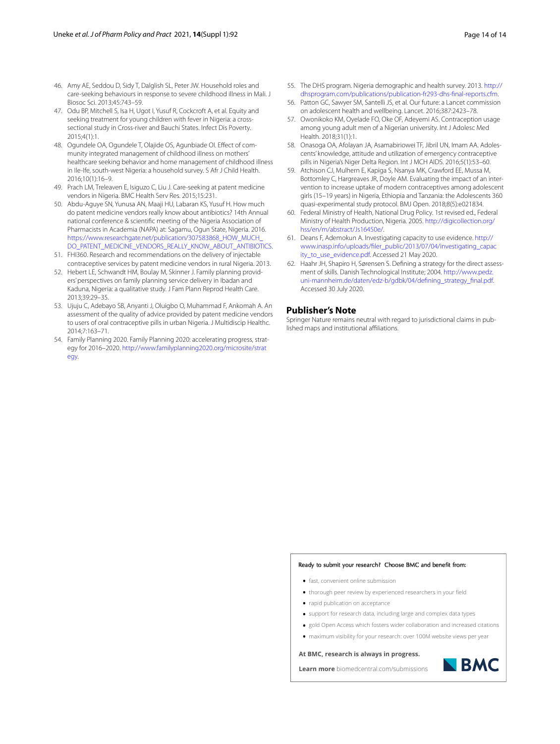46. Amy AE, Seddou D, Sidy T, Dalglish SL, Peter JW. Household roles and care-seeking behaviours in response to severe childhood illness in Mali. J Biosoc Sci. 2013;45:743–59.
47. Odu BP, Mitchell S, Isa H, Ugot I, Yusuf R, Cockcroft A, et al. Equity and seeking treatment for young children with fever in Nigeria: a cross-sectional study in Cross-river and Bauchi States. Infect Dis Poverty. 2015;4(1):1.
48. Ogundele OA, Ogundele T, Olajide OS, Agunbiade OI. Effect of community integrated management of childhood illness on mothers' healthcare seeking behavior and home management of childhood illness in Ile-Ife, south-west Nigeria: a household survey. S Afr J Child Health. 2016;10(1):16–9.
49. Prach LM, Treleaven E, Isiguzo C, Liu J. Care-seeking at patent medicine vendors in Nigeria. BMC Health Serv Res. 2015;15:231.
50. Abdu-Aguye SN, Yunusa AN, Maaji HU, Labaran KS, Yusuf H. How much do patent medicine vendors really know about antibiotics? 14th Annual national conference & scientific meeting of the Nigeria Association of Pharmacists in Academia (NAPA) at: Sagamu, Ogun State, Nigeria. 2016. https://www.researchgate.net/publication/307583868_HOW_MUCH_DO_PATENT_MEDICINE_VENDORS_REALLY_KNOW_ABOUT_ANTIBIOTICS.
51. FHI360. Research and recommendations on the delivery of injectable contraceptive services by patent medicine vendors in rural Nigeria. 2013.
52. Hebert LE, Schwandt HM, Boulay M, Skinner J. Family planning providers' perspectives on family planning service delivery in Ibadan and Kaduna, Nigeria: a qualitative study. J Fam Plann Reprod Health Care. 2013;39:29–35.
53. Ujuju C, Adebayo SB, Anyanti J, Oluigbo O, Muhammad F, Ankomah A. An assessment of the quality of advice provided by patent medicine vendors to users of oral contraceptive pills in urban Nigeria. J Multidiscip Healthc. 2014;7:163–71.
54. Family Planning 2020. Family Planning 2020: accelerating progress, strategy for 2016–2020. http://www.familyplanning2020.org/microsite/strategy.
55. The DHS program. Nigeria demographic and health survey. 2013. http://dhsprogram.com/publications/publication-fr293-dhs-final-reports.cfm.
56. Patton GC, Sawyer SM, Santelli JS, et al. Our future: a Lancet commission on adolescent health and wellbeing. Lancet. 2016;387:2423–78.
57. Owonikoko KM, Oyelade FO, Oke OF, Adeyemi AS. Contraception usage among young adult men of a Nigerian university. Int J Adolesc Med Health. 2018;31(1):1.
58. Onasoga OA, Afolayan JA, Asamabiriowei TF, Jibril UN, Imam AA. Adolescents' knowledge, attitude and utilization of emergency contraceptive pills in Nigeria's Niger Delta Region. Int J MCH AIDS. 2016;5(1):53–60.
59. Atchison CJ, Mulhern E, Kapiga S, Nsanya MK, Crawford EE, Mussa M, Bottomley C, Hargreaves JR, Doyle AM. Evaluating the impact of an intervention to increase uptake of modern contraceptives among adolescent girls (15–19 years) in Nigeria, Ethiopia and Tanzania: the Adolescents 360 quasi-experimental study protocol. BMJ Open. 2018;8(5):e021834.
60. Federal Ministry of Health, National Drug Policy. 1st revised ed., Federal Ministry of Health Production, Nigeria. 2005. http://digicollection.org/hss/en/m/abstract/Js16450e/.
61. Deans F, Ademokun A. Investigating capacity to use evidence. http://www.inasp.info/uploads/filer_public/2013/07/04/investigating_capacity_to_use_evidence.pdf. Accessed 21 May 2020.
62. Haahr JH, Shapiro H, Sørensen S. Defining a strategy for the direct assessment of skills. Danish Technological Institute; 2004. http://www.pedz.uni-mannheim.de/daten/edz-b/gdbk/04/defining_strategy_final.pdf. Accessed 30 July 2020.

## Publisher's Note

Springer Nature remains neutral with regard to jurisdictional claims in published maps and institutional affiliations.

Ready to submit your research? Choose BMC and benefit from:

- fast, convenient online submission
- thorough peer review by experienced researchers in your field
- rapid publication on acceptance
- support for research data, including large and complex data types
- gold Open Access which fosters wider collaboration and increased citations
- maximum visibility for your research: over 100M website views per year

**At BMC, research is always in progress.**

**Learn more** biomedcentral.com/submissions